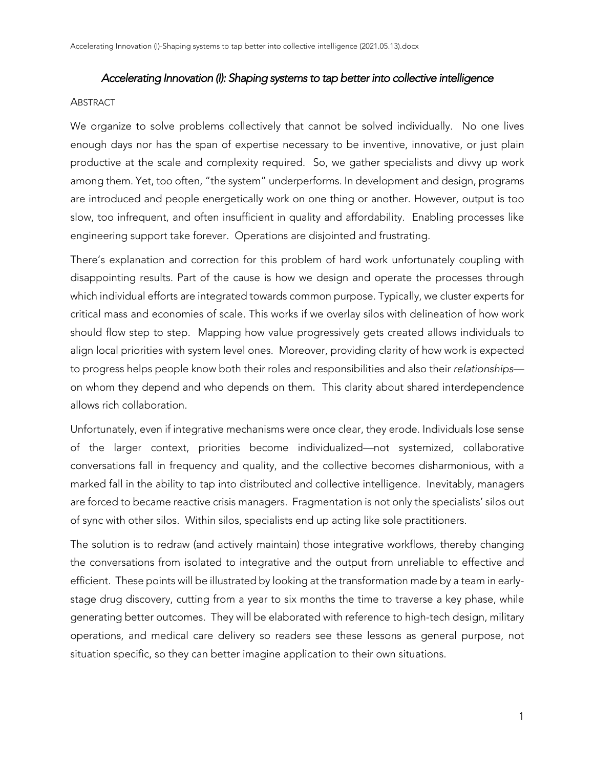# *Accelerating Innovation (I): Shaping systems to tap better into collective intelligence*

## ABSTRACT

We organize to solve problems collectively that cannot be solved individually. No one lives enough days nor has the span of expertise necessary to be inventive, innovative, or just plain productive at the scale and complexity required. So, we gather specialists and divvy up work among them. Yet, too often, "the system" underperforms. In development and design, programs are introduced and people energetically work on one thing or another. However, output is too slow, too infrequent, and often insufficient in quality and affordability. Enabling processes like engineering support take forever. Operations are disjointed and frustrating.

There's explanation and correction for this problem of hard work unfortunately coupling with disappointing results. Part of the cause is how we design and operate the processes through which individual efforts are integrated towards common purpose. Typically, we cluster experts for critical mass and economies of scale. This works if we overlay silos with delineation of how work should flow step to step. Mapping how value progressively gets created allows individuals to align local priorities with system level ones. Moreover, providing clarity of how work is expected to progress helps people know both their roles and responsibilities and also their *relationships*—on whom they depend and who depends on them. This clarity about shared interdependence allows rich collaboration.

Unfortunately, even if integrative mechanisms were once clear, they erode. Individuals lose sense of the larger context, priorities become individualized—not systemized, collaborative conversations fall in frequency and quality, and the collective becomes disharmonious, with a marked fall in the ability to tap into distributed and collective intelligence. Inevitably, managers are forced to became reactive crisis managers. Fragmentation is not only the specialists' silos out of sync with other silos. Within silos, specialists end up acting like sole practitioners.

The solution is to redraw (and actively maintain) those integrative workflows, thereby changing the conversations from isolated to integrative and the output from unreliable to effective and efficient. These points will be illustrated by looking at the transformation made by a team in early-stage drug discovery, cutting from a year to six months the time to traverse a key phase, while generating better outcomes. They will be elaborated with reference to high-tech design, military operations, and medical care delivery so readers see these lessons as general purpose, not situation specific, so they can better imagine application to their own situations.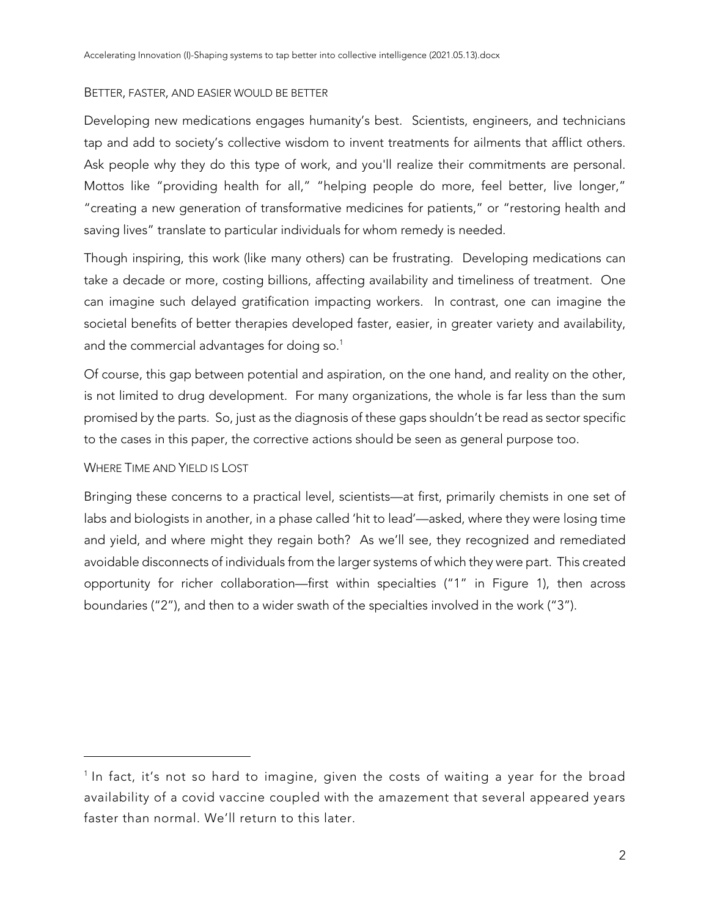## BETTER, FASTER, AND EASIER WOULD BE BETTER

Developing new medications engages humanity's best. Scientists, engineers, and technicians tap and add to society's collective wisdom to invent treatments for ailments that afflict others. Ask people why they do this type of work, and you'll realize their commitments are personal. Mottos like "providing health for all," "helping people do more, feel better, live longer," "creating a new generation of transformative medicines for patients," or "restoring health and saving lives" translate to particular individuals for whom remedy is needed.

Though inspiring, this work (like many others) can be frustrating. Developing medications can take a decade or more, costing billions, affecting availability and timeliness of treatment. One can imagine such delayed gratification impacting workers. In contrast, one can imagine the societal benefits of better therapies developed faster, easier, in greater variety and availability, and the commercial advantages for doing so.[1]

Of course, this gap between potential and aspiration, on the one hand, and reality on the other, is not limited to drug development. For many organizations, the whole is far less than the sum promised by the parts. So, just as the diagnosis of these gaps shouldn't be read as sector specific to the cases in this paper, the corrective actions should be seen as general purpose too.

## WHERE TIME AND YIELD IS LOST

Bringing these concerns to a practical level, scientists—at first, primarily chemists in one set of labs and biologists in another, in a phase called 'hit to lead'—asked, where they were losing time and yield, and where might they regain both? As we'll see, they recognized and remediated avoidable disconnects of individuals from the larger systems of which they were part. This created opportunity for richer collaboration—first within specialties ("1" in Figure 1), then across boundaries ("2"), and then to a wider swath of the specialties involved in the work ("3").

---

[1] In fact, it's not so hard to imagine, given the costs of waiting a year for the broad availability of a covid vaccine coupled with the amazement that several appeared years faster than normal. We'll return to this later.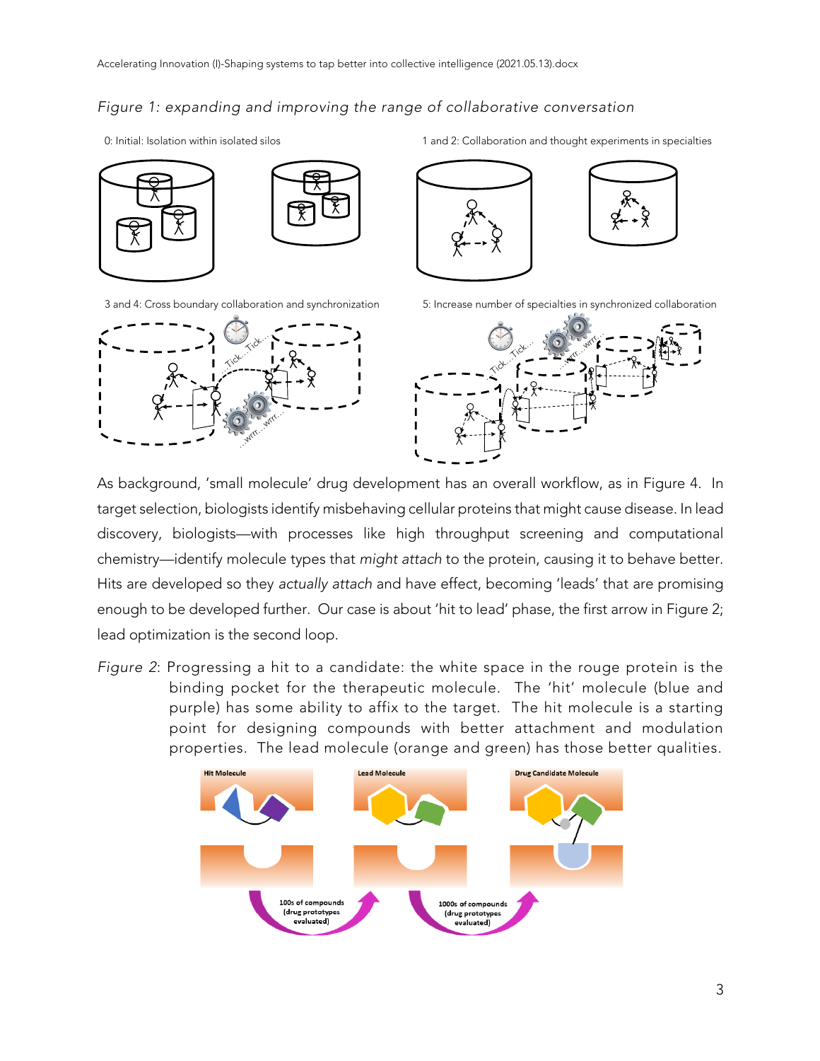*Figure 1: expanding and improving the range of collaborative conversation*

0: Initial: Isolation within isolated silos

1 and 2: Collaboration and thought experiments in specialties

3 and 4: Cross boundary collaboration and synchronization

5: Increase number of specialties in synchronized collaboration

As background, 'small molecule' drug development has an overall workflow, as in Figure 4. In target selection, biologists identify misbehaving cellular proteins that might cause disease. In lead discovery, biologists—with processes like high throughput screening and computational chemistry—identify molecule types that *might attach* to the protein, causing it to behave better. Hits are developed so they *actually attach* and have effect, becoming 'leads' that are promising enough to be developed further. Our case is about 'hit to lead' phase, the first arrow in Figure 2; lead optimization is the second loop.

*Figure 2*: Progressing a hit to a candidate: the white space in the rouge protein is the binding pocket for the therapeutic molecule. The 'hit' molecule (blue and purple) has some ability to affix to the target. The hit molecule is a starting point for designing compounds with better attachment and modulation properties. The lead molecule (orange and green) has those better qualities.

Hit Molecule

Lead Molecule

Drug Candidate Molecule

100s of compounds (drug prototypes evaluated)

1000s of compounds (drug prototypes evaluated)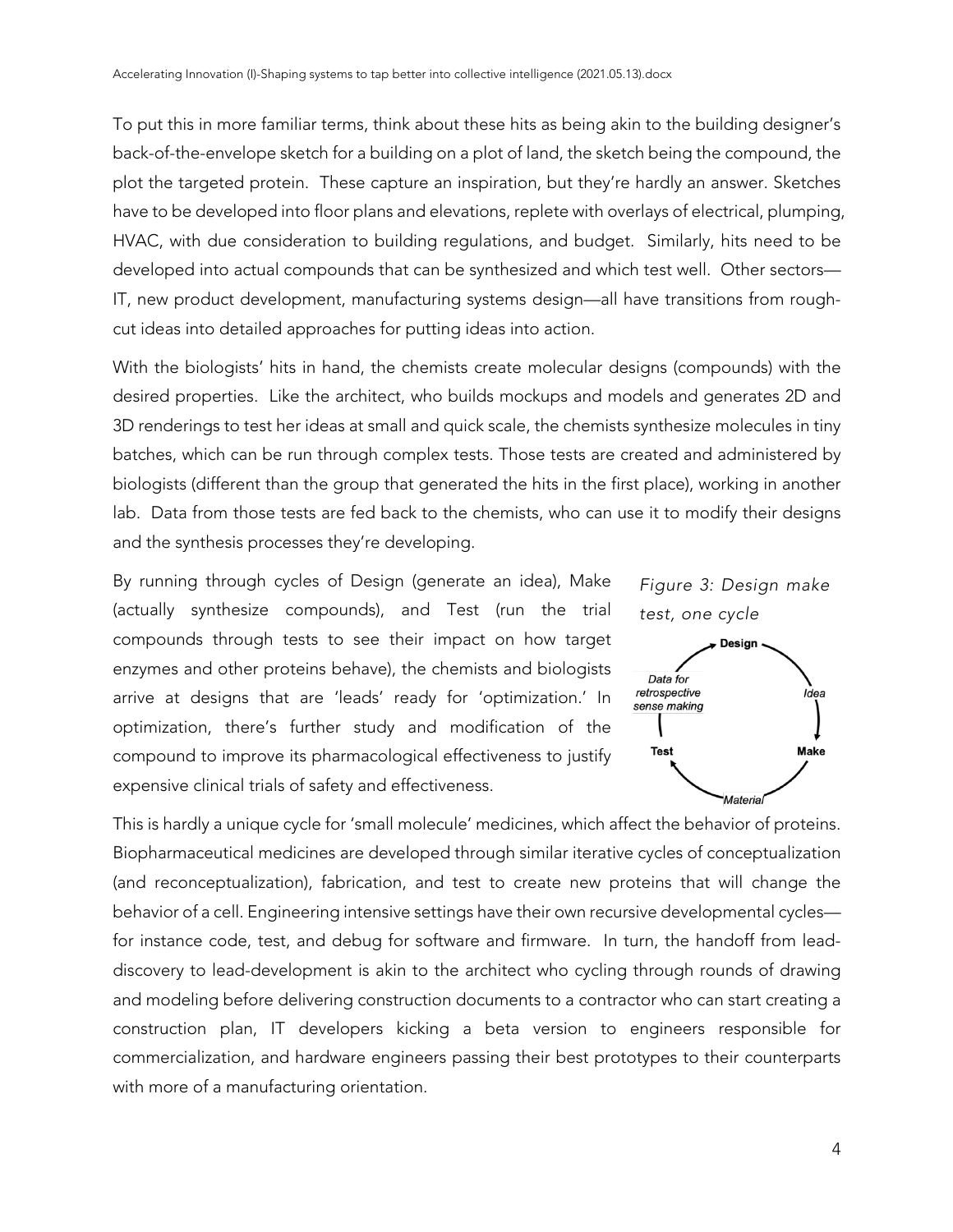To put this in more familiar terms, think about these hits as being akin to the building designer's back-of-the-envelope sketch for a building on a plot of land, the sketch being the compound, the plot the targeted protein. These capture an inspiration, but they're hardly an answer. Sketches have to be developed into floor plans and elevations, replete with overlays of electrical, plumping, HVAC, with due consideration to building regulations, and budget. Similarly, hits need to be developed into actual compounds that can be synthesized and which test well. Other sectors—IT, new product development, manufacturing systems design—all have transitions from rough-cut ideas into detailed approaches for putting ideas into action.

With the biologists' hits in hand, the chemists create molecular designs (compounds) with the desired properties. Like the architect, who builds mockups and models and generates 2D and 3D renderings to test her ideas at small and quick scale, the chemists synthesize molecules in tiny batches, which can be run through complex tests. Those tests are created and administered by biologists (different than the group that generated the hits in the first place), working in another lab. Data from those tests are fed back to the chemists, who can use it to modify their designs and the synthesis processes they're developing.

By running through cycles of Design (generate an idea), Make (actually synthesize compounds), and Test (run the trial compounds through tests to see their impact on how target enzymes and other proteins behave), the chemists and biologists arrive at designs that are 'leads' ready for 'optimization.' In optimization, there's further study and modification of the compound to improve its pharmacological effectiveness to justify expensive clinical trials of safety and effectiveness.

*Figure 3: Design make test, one cycle*

This is hardly a unique cycle for 'small molecule' medicines, which affect the behavior of proteins. Biopharmaceutical medicines are developed through similar iterative cycles of conceptualization (and reconceptualization), fabrication, and test to create new proteins that will change the behavior of a cell. Engineering intensive settings have their own recursive developmental cycles—for instance code, test, and debug for software and firmware. In turn, the handoff from lead-discovery to lead-development is akin to the architect who cycling through rounds of drawing and modeling before delivering construction documents to a contractor who can start creating a construction plan, IT developers kicking a beta version to engineers responsible for commercialization, and hardware engineers passing their best prototypes to their counterparts with more of a manufacturing orientation.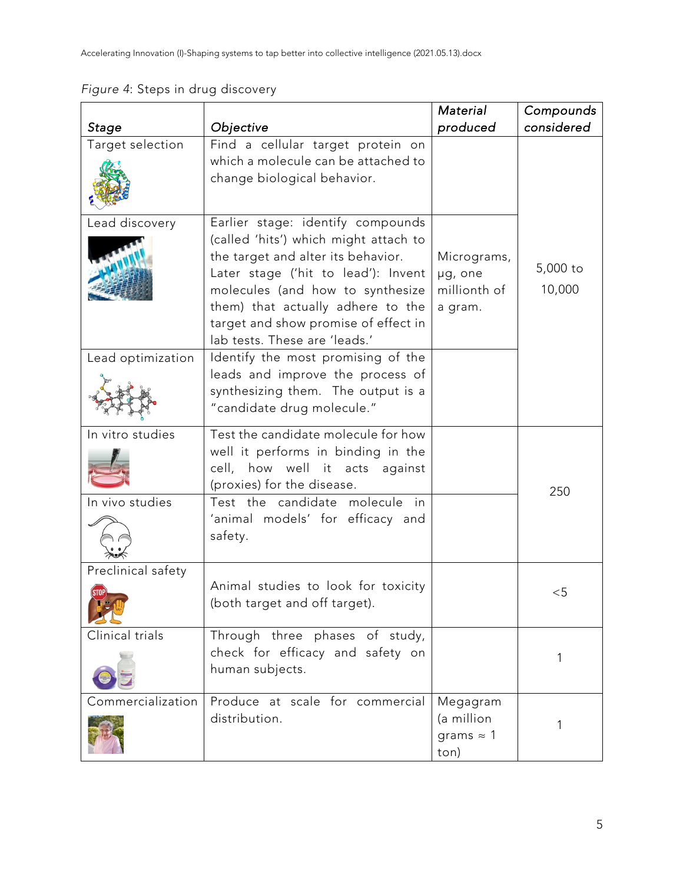*Figure 4*: Steps in drug discovery

| *Stage* | *Objective* | *Material produced* | *Compounds considered* |
|---|---|---|---|
| Target selection | Find a cellular target protein on which a molecule can be attached to change biological behavior. | | 5,000 to 10,000 |
| Lead discovery | Earlier stage: identify compounds (called 'hits') which might attach to the target and alter its behavior. Later stage ('hit to lead'): Invent molecules (and how to synthesize them) that actually adhere to the target and show promise of effect in lab tests. These are 'leads.' | Micrograms, μg, one millionth of a gram. | |
| Lead optimization | Identify the most promising of the leads and improve the process of synthesizing them. The output is a "candidate drug molecule." | | |
| In vitro studies | Test the candidate molecule for how well it performs in binding in the cell, how well it acts against (proxies) for the disease. | | 250 |
| In vivo studies | Test the candidate molecule in 'animal models' for efficacy and safety. | | |
| Preclinical safety | Animal studies to look for toxicity (both target and off target). | | <5 |
| Clinical trials | Through three phases of study, check for efficacy and safety on human subjects. | | 1 |
| Commercialization | Produce at scale for commercial distribution. | Megagram (a million grams ≈ 1 ton) | 1 |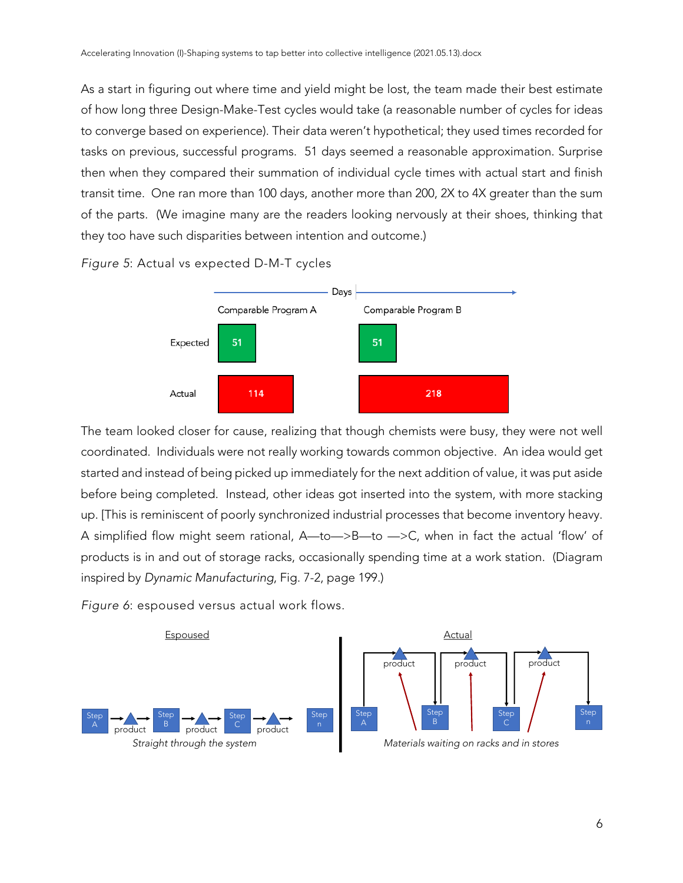As a start in figuring out where time and yield might be lost, the team made their best estimate of how long three Design-Make-Test cycles would take (a reasonable number of cycles for ideas to converge based on experience). Their data weren't hypothetical; they used times recorded for tasks on previous, successful programs. 51 days seemed a reasonable approximation. Surprise then when they compared their summation of individual cycle times with actual start and finish transit time. One ran more than 100 days, another more than 200, 2X to 4X greater than the sum of the parts. (We imagine many are the readers looking nervously at their shoes, thinking that they too have such disparities between intention and outcome.)

*Figure 5*: Actual vs expected D-M-T cycles

| | Comparable Program A | Comparable Program B |
|---|---|---|
| Expected | 51 | 51 |
| Actual | 114 | 218 |

The team looked closer for cause, realizing that though chemists were busy, they were not well coordinated. Individuals were not really working towards common objective. An idea would get started and instead of being picked up immediately for the next addition of value, it was put aside before being completed. Instead, other ideas got inserted into the system, with more stacking up. [This is reminiscent of poorly synchronized industrial processes that become inventory heavy. A simplified flow might seem rational, A—to—>B—to —>C, when in fact the actual 'flow' of products is in and out of storage racks, occasionally spending time at a work station. (Diagram inspired by *Dynamic Manufacturing*, Fig. 7-2, page 199.)

*Figure 6*: espoused versus actual work flows.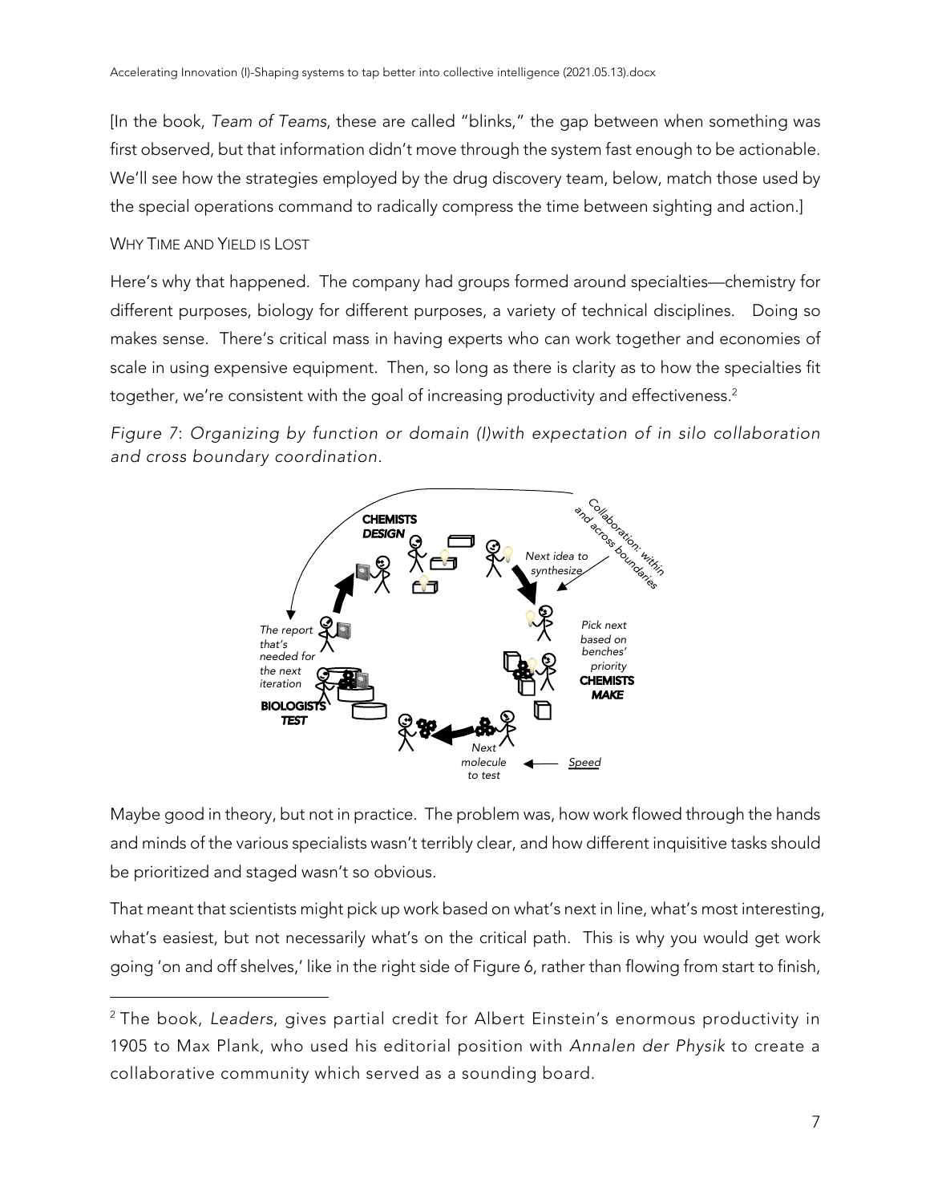[In the book, *Team of Teams*, these are called "blinks," the gap between when something was first observed, but that information didn't move through the system fast enough to be actionable. We'll see how the strategies employed by the drug discovery team, below, match those used by the special operations command to radically compress the time between sighting and action.]

### WHY TIME AND YIELD IS LOST

Here's why that happened. The company had groups formed around specialties—chemistry for different purposes, biology for different purposes, a variety of technical disciplines. Doing so makes sense. There's critical mass in having experts who can work together and economies of scale in using expensive equipment. Then, so long as there is clarity as to how the specialties fit together, we're consistent with the goal of increasing productivity and effectiveness.[2]

*Figure 7: Organizing by function or domain (I)with expectation of in silo collaboration and cross boundary coordination.*

Maybe good in theory, but not in practice. The problem was, how work flowed through the hands and minds of the various specialists wasn't terribly clear, and how different inquisitive tasks should be prioritized and staged wasn't so obvious.

That meant that scientists might pick up work based on what's next in line, what's most interesting, what's easiest, but not necessarily what's on the critical path. This is why you would get work going 'on and off shelves,' like in the right side of Figure 6, rather than flowing from start to finish,

---

[2] The book, *Leaders*, gives partial credit for Albert Einstein's enormous productivity in 1905 to Max Plank, who used his editorial position with *Annalen der Physik* to create a collaborative community which served as a sounding board.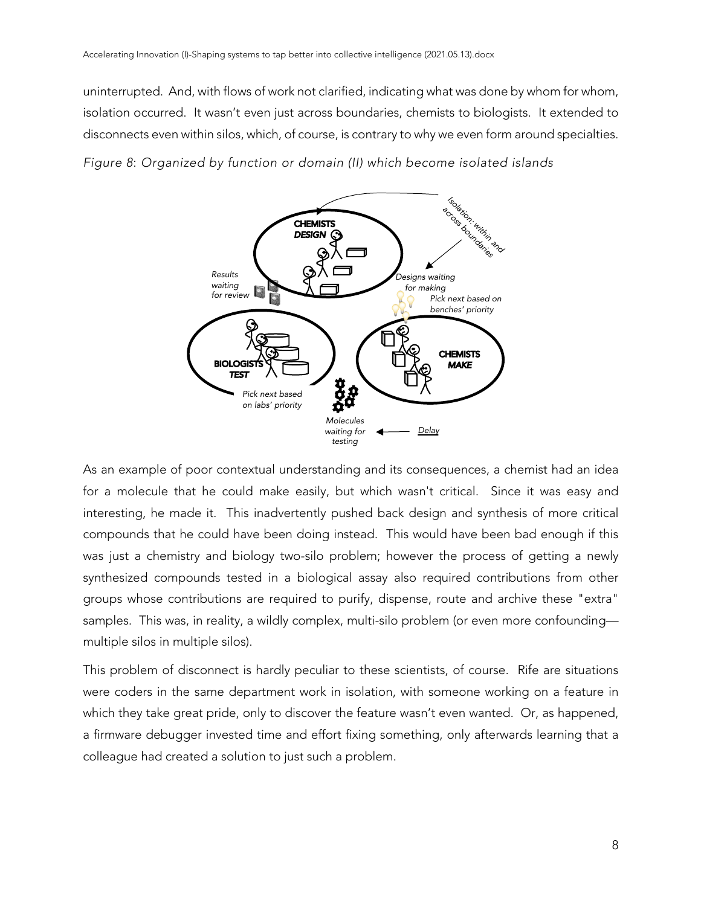uninterrupted. And, with flows of work not clarified, indicating what was done by whom for whom, isolation occurred. It wasn't even just across boundaries, chemists to biologists. It extended to disconnects even within silos, which, of course, is contrary to why we even form around specialties.

*Figure 8*: *Organized by function or domain (II) which become isolated islands*

As an example of poor contextual understanding and its consequences, a chemist had an idea for a molecule that he could make easily, but which wasn't critical. Since it was easy and interesting, he made it. This inadvertently pushed back design and synthesis of more critical compounds that he could have been doing instead. This would have been bad enough if this was just a chemistry and biology two-silo problem; however the process of getting a newly synthesized compounds tested in a biological assay also required contributions from other groups whose contributions are required to purify, dispense, route and archive these "extra" samples. This was, in reality, a wildly complex, multi-silo problem (or even more confounding—multiple silos in multiple silos).

This problem of disconnect is hardly peculiar to these scientists, of course. Rife are situations were coders in the same department work in isolation, with someone working on a feature in which they take great pride, only to discover the feature wasn't even wanted. Or, as happened, a firmware debugger invested time and effort fixing something, only afterwards learning that a colleague had created a solution to just such a problem.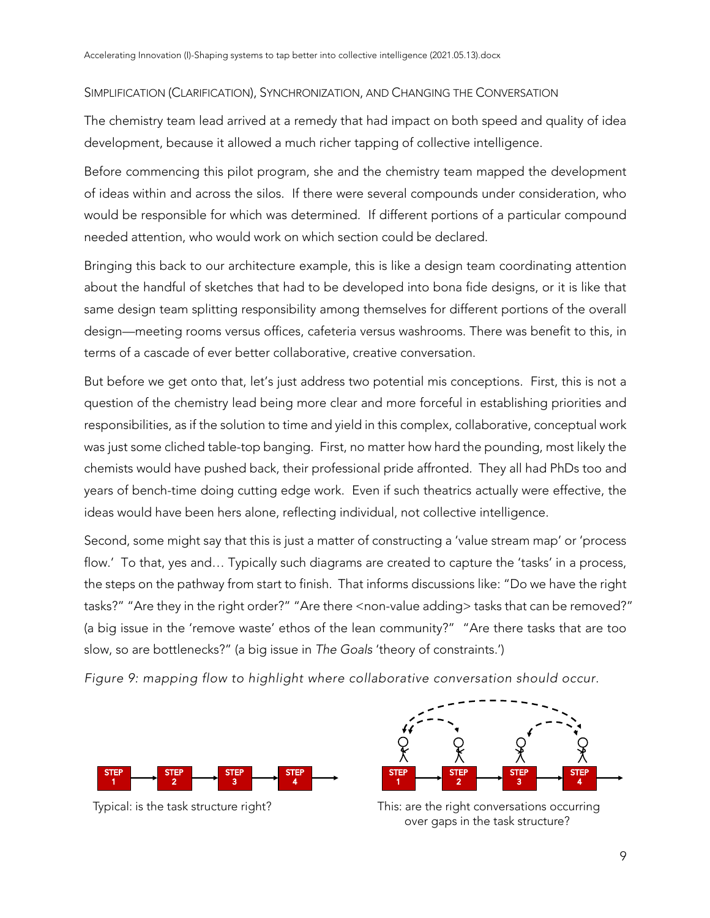### Simplification (Clarification), Synchronization, and Changing the Conversation

The chemistry team lead arrived at a remedy that had impact on both speed and quality of idea development, because it allowed a much richer tapping of collective intelligence.

Before commencing this pilot program, she and the chemistry team mapped the development of ideas within and across the silos. If there were several compounds under consideration, who would be responsible for which was determined. If different portions of a particular compound needed attention, who would work on which section could be declared.

Bringing this back to our architecture example, this is like a design team coordinating attention about the handful of sketches that had to be developed into bona fide designs, or it is like that same design team splitting responsibility among themselves for different portions of the overall design—meeting rooms versus offices, cafeteria versus washrooms. There was benefit to this, in terms of a cascade of ever better collaborative, creative conversation.

But before we get onto that, let's just address two potential mis conceptions. First, this is not a question of the chemistry lead being more clear and more forceful in establishing priorities and responsibilities, as if the solution to time and yield in this complex, collaborative, conceptual work was just some cliched table-top banging. First, no matter how hard the pounding, most likely the chemists would have pushed back, their professional pride affronted. They all had PhDs too and years of bench-time doing cutting edge work. Even if such theatrics actually were effective, the ideas would have been hers alone, reflecting individual, not collective intelligence.

Second, some might say that this is just a matter of constructing a 'value stream map' or 'process flow.' To that, yes and… Typically such diagrams are created to capture the 'tasks' in a process, the steps on the pathway from start to finish. That informs discussions like: "Do we have the right tasks?" "Are they in the right order?" "Are there <non-value adding> tasks that can be removed?" (a big issue in the 'remove waste' ethos of the lean community?" "Are there tasks that are too slow, so are bottlenecks?" (a big issue in *The Goals* 'theory of constraints.')

*Figure 9: mapping flow to highlight where collaborative conversation should occur.*

STEP 1 → STEP 2 → STEP 3 → STEP 4

Typical: is the task structure right?

STEP 1 → STEP 2 → STEP 3 → STEP 4

This: are the right conversations occurring over gaps in the task structure?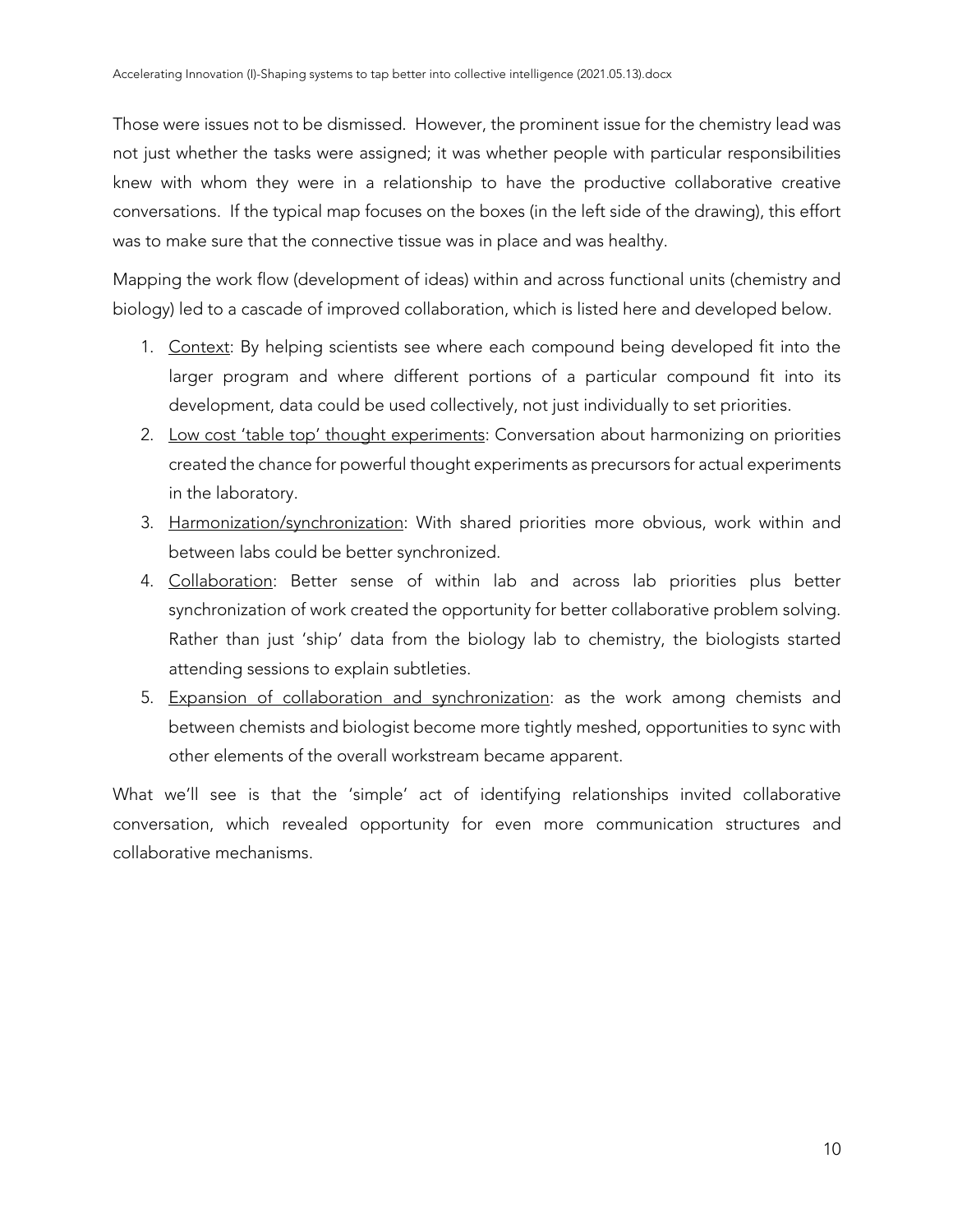Those were issues not to be dismissed. However, the prominent issue for the chemistry lead was not just whether the tasks were assigned; it was whether people with particular responsibilities knew with whom they were in a relationship to have the productive collaborative creative conversations. If the typical map focuses on the boxes (in the left side of the drawing), this effort was to make sure that the connective tissue was in place and was healthy.

Mapping the work flow (development of ideas) within and across functional units (chemistry and biology) led to a cascade of improved collaboration, which is listed here and developed below.

1. <u>Context</u>: By helping scientists see where each compound being developed fit into the larger program and where different portions of a particular compound fit into its development, data could be used collectively, not just individually to set priorities.
2. <u>Low cost 'table top' thought experiments</u>: Conversation about harmonizing on priorities created the chance for powerful thought experiments as precursors for actual experiments in the laboratory.
3. <u>Harmonization/synchronization</u>: With shared priorities more obvious, work within and between labs could be better synchronized.
4. <u>Collaboration</u>: Better sense of within lab and across lab priorities plus better synchronization of work created the opportunity for better collaborative problem solving. Rather than just 'ship' data from the biology lab to chemistry, the biologists started attending sessions to explain subtleties.
5. <u>Expansion of collaboration and synchronization</u>: as the work among chemists and between chemists and biologist become more tightly meshed, opportunities to sync with other elements of the overall workstream became apparent.

What we'll see is that the 'simple' act of identifying relationships invited collaborative conversation, which revealed opportunity for even more communication structures and collaborative mechanisms.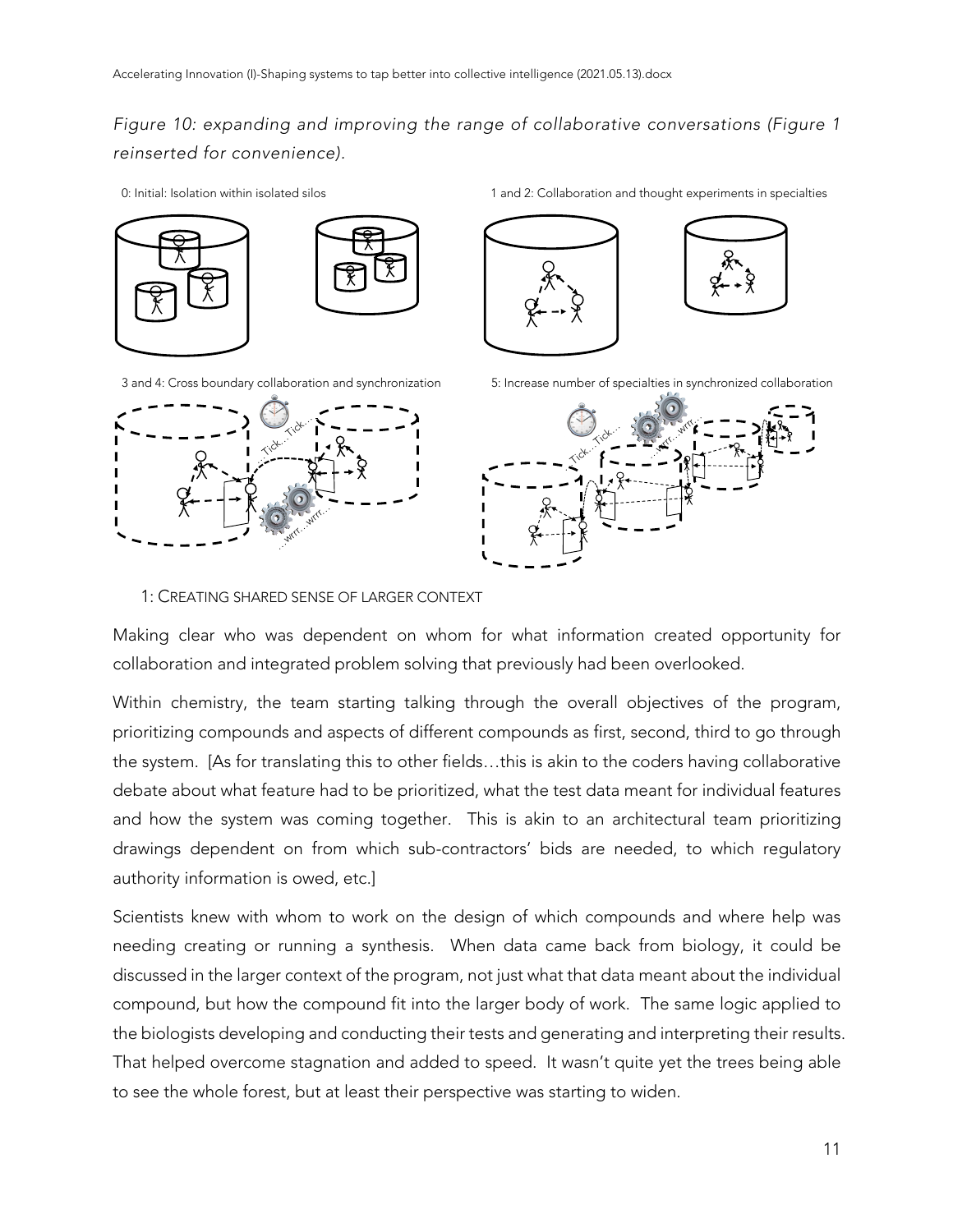*Figure 10: expanding and improving the range of collaborative conversations (Figure 1 reinserted for convenience).*

0: Initial: Isolation within isolated silos

1 and 2: Collaboration and thought experiments in specialties

3 and 4: Cross boundary collaboration and synchronization

5: Increase number of specialties in synchronized collaboration

1: CREATING SHARED SENSE OF LARGER CONTEXT

Making clear who was dependent on whom for what information created opportunity for collaboration and integrated problem solving that previously had been overlooked.

Within chemistry, the team starting talking through the overall objectives of the program, prioritizing compounds and aspects of different compounds as first, second, third to go through the system. [As for translating this to other fields…this is akin to the coders having collaborative debate about what feature had to be prioritized, what the test data meant for individual features and how the system was coming together. This is akin to an architectural team prioritizing drawings dependent on from which sub-contractors' bids are needed, to which regulatory authority information is owed, etc.]

Scientists knew with whom to work on the design of which compounds and where help was needing creating or running a synthesis. When data came back from biology, it could be discussed in the larger context of the program, not just what that data meant about the individual compound, but how the compound fit into the larger body of work. The same logic applied to the biologists developing and conducting their tests and generating and interpreting their results. That helped overcome stagnation and added to speed. It wasn't quite yet the trees being able to see the whole forest, but at least their perspective was starting to widen.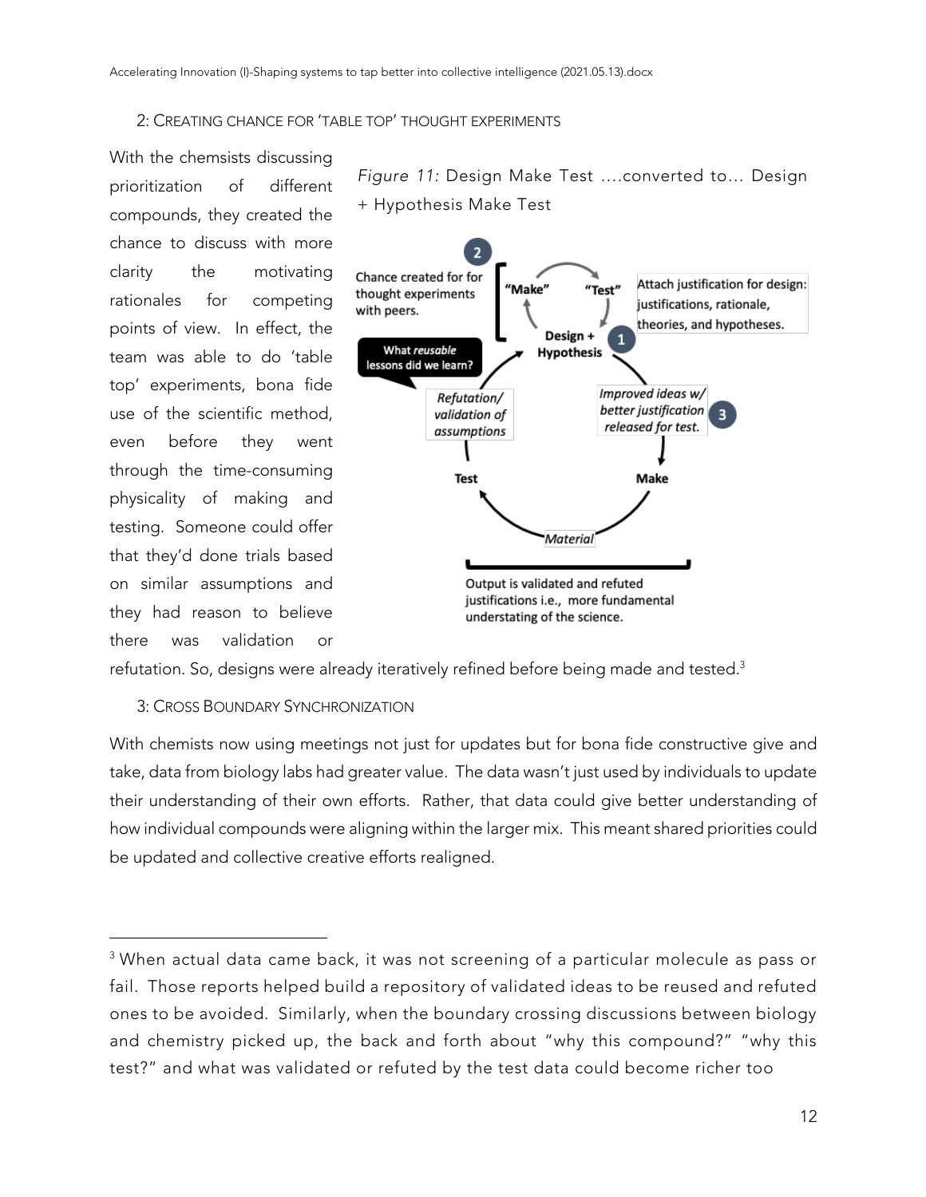## 2: Creating chance for 'table top' thought experiments

With the chemsists discussing prioritization of different compounds, they created the chance to discuss with more clarity the motivating rationales for competing points of view. In effect, the team was able to do 'table top' experiments, bona fide use of the scientific method, even before they went through the time-consuming physicality of making and testing. Someone could offer that they'd done trials based on similar assumptions and they had reason to believe there was validation or refutation. So, designs were already iteratively refined before being made and tested.[3]

*Figure 11:* Design Make Test ....converted to... Design + Hypothesis Make Test

## 3: Cross Boundary Synchronization

With chemists now using meetings not just for updates but for bona fide constructive give and take, data from biology labs had greater value. The data wasn't just used by individuals to update their understanding of their own efforts. Rather, that data could give better understanding of how individual compounds were aligning within the larger mix. This meant shared priorities could be updated and collective creative efforts realigned.

---

[3] When actual data came back, it was not screening of a particular molecule as pass or fail. Those reports helped build a repository of validated ideas to be reused and refuted ones to be avoided. Similarly, when the boundary crossing discussions between biology and chemistry picked up, the back and forth about "why this compound?" "why this test?" and what was validated or refuted by the test data could become richer too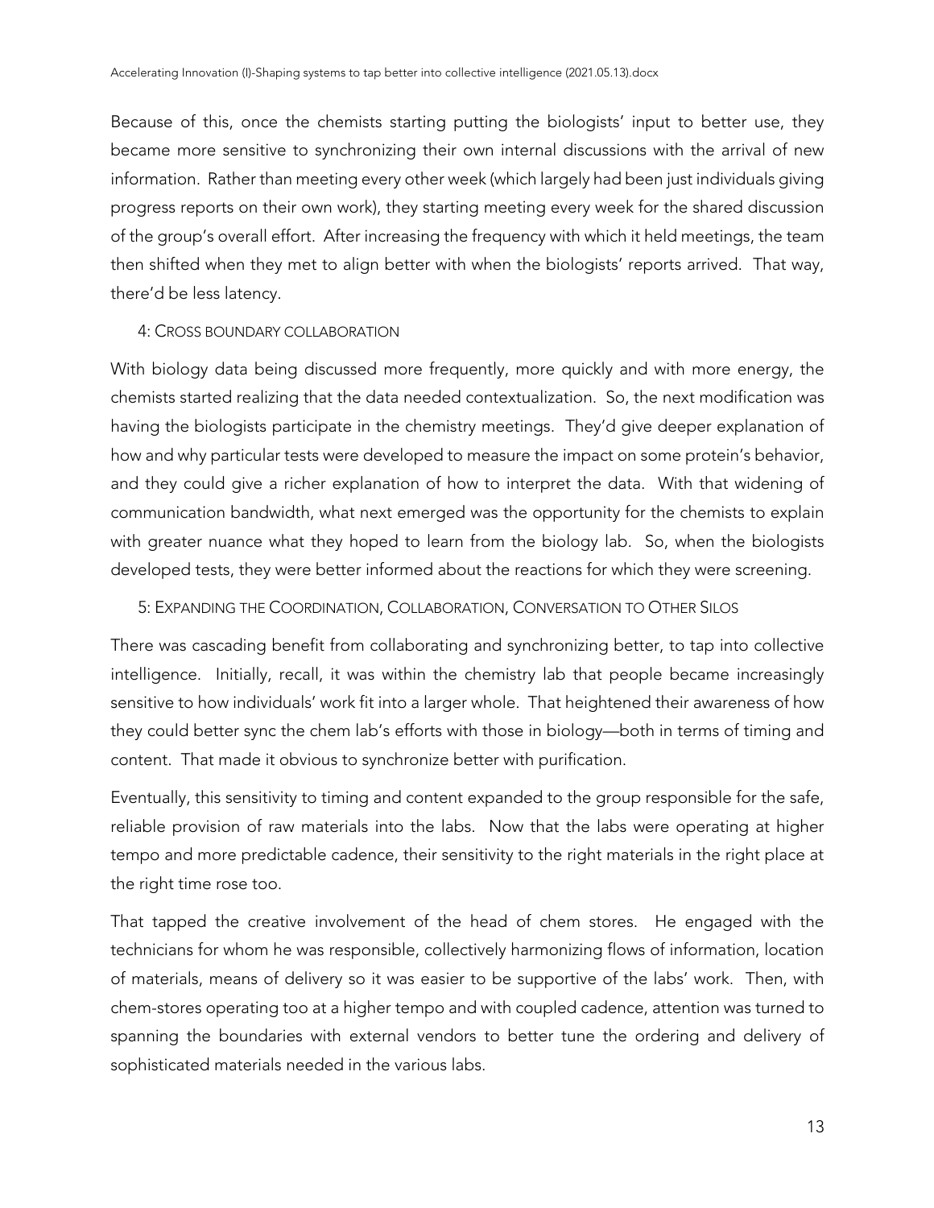Because of this, once the chemists starting putting the biologists' input to better use, they became more sensitive to synchronizing their own internal discussions with the arrival of new information. Rather than meeting every other week (which largely had been just individuals giving progress reports on their own work), they starting meeting every week for the shared discussion of the group's overall effort. After increasing the frequency with which it held meetings, the team then shifted when they met to align better with when the biologists' reports arrived. That way, there'd be less latency.

### 4: Cross boundary collaboration

With biology data being discussed more frequently, more quickly and with more energy, the chemists started realizing that the data needed contextualization. So, the next modification was having the biologists participate in the chemistry meetings. They'd give deeper explanation of how and why particular tests were developed to measure the impact on some protein's behavior, and they could give a richer explanation of how to interpret the data. With that widening of communication bandwidth, what next emerged was the opportunity for the chemists to explain with greater nuance what they hoped to learn from the biology lab. So, when the biologists developed tests, they were better informed about the reactions for which they were screening.

### 5: Expanding the Coordination, Collaboration, Conversation to Other Silos

There was cascading benefit from collaborating and synchronizing better, to tap into collective intelligence. Initially, recall, it was within the chemistry lab that people became increasingly sensitive to how individuals' work fit into a larger whole. That heightened their awareness of how they could better sync the chem lab's efforts with those in biology—both in terms of timing and content. That made it obvious to synchronize better with purification.

Eventually, this sensitivity to timing and content expanded to the group responsible for the safe, reliable provision of raw materials into the labs. Now that the labs were operating at higher tempo and more predictable cadence, their sensitivity to the right materials in the right place at the right time rose too.

That tapped the creative involvement of the head of chem stores. He engaged with the technicians for whom he was responsible, collectively harmonizing flows of information, location of materials, means of delivery so it was easier to be supportive of the labs' work. Then, with chem-stores operating too at a higher tempo and with coupled cadence, attention was turned to spanning the boundaries with external vendors to better tune the ordering and delivery of sophisticated materials needed in the various labs.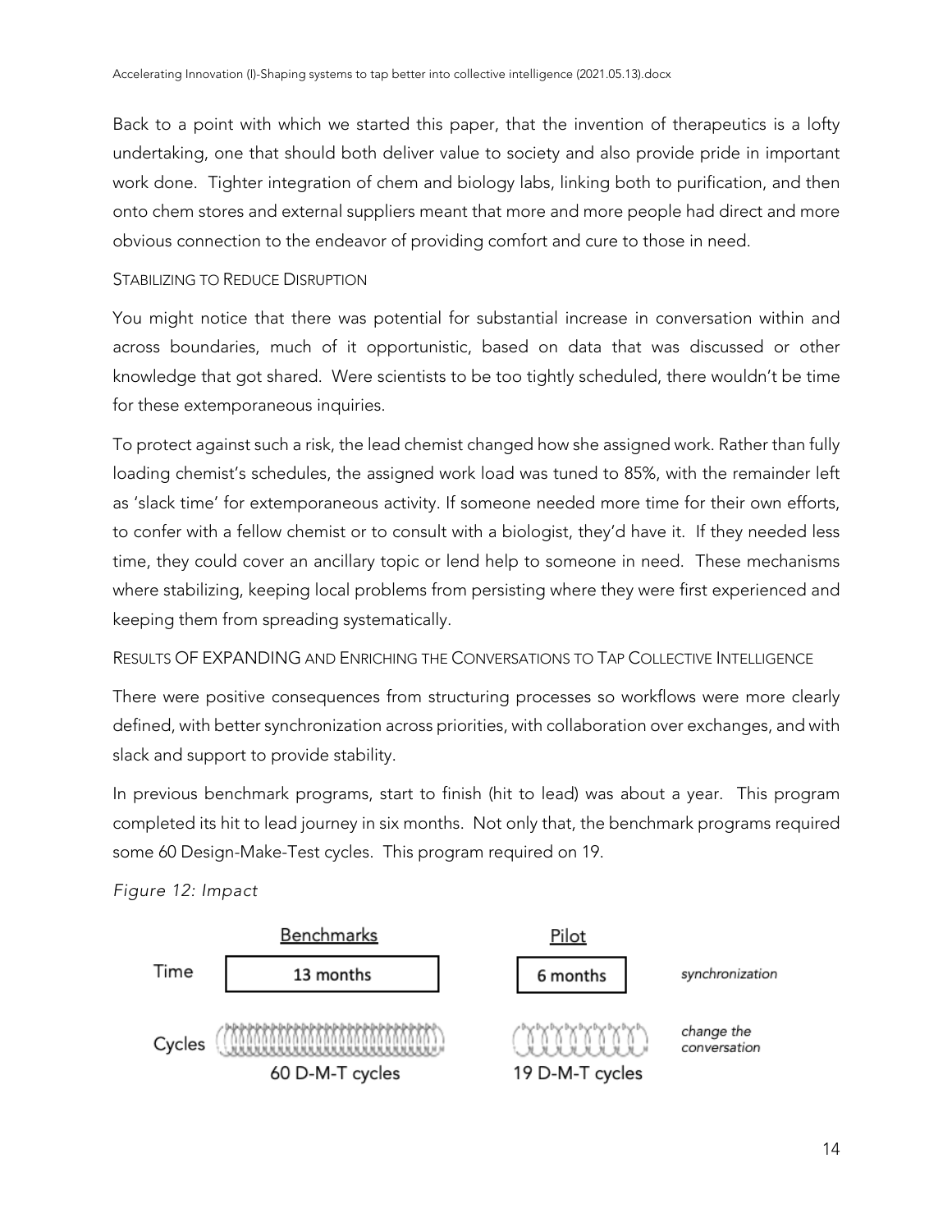Back to a point with which we started this paper, that the invention of therapeutics is a lofty undertaking, one that should both deliver value to society and also provide pride in important work done. Tighter integration of chem and biology labs, linking both to purification, and then onto chem stores and external suppliers meant that more and more people had direct and more obvious connection to the endeavor of providing comfort and cure to those in need.

### STABILIZING TO REDUCE DISRUPTION

You might notice that there was potential for substantial increase in conversation within and across boundaries, much of it opportunistic, based on data that was discussed or other knowledge that got shared. Were scientists to be too tightly scheduled, there wouldn't be time for these extemporaneous inquiries.

To protect against such a risk, the lead chemist changed how she assigned work. Rather than fully loading chemist's schedules, the assigned work load was tuned to 85%, with the remainder left as 'slack time' for extemporaneous activity. If someone needed more time for their own efforts, to confer with a fellow chemist or to consult with a biologist, they'd have it. If they needed less time, they could cover an ancillary topic or lend help to someone in need. These mechanisms where stabilizing, keeping local problems from persisting where they were first experienced and keeping them from spreading systematically.

### RESULTS OF EXPANDING AND ENRICHING THE CONVERSATIONS TO TAP COLLECTIVE INTELLIGENCE

There were positive consequences from structuring processes so workflows were more clearly defined, with better synchronization across priorities, with collaboration over exchanges, and with slack and support to provide stability.

In previous benchmark programs, start to finish (hit to lead) was about a year. This program completed its hit to lead journey in six months. Not only that, the benchmark programs required some 60 Design-Make-Test cycles. This program required on 19.

*Figure 12: Impact*

| | Benchmarks | Pilot | |
|---|---|---|---|
| Time | 13 months | 6 months | *synchronization* |
| Cycles | 60 D-M-T cycles | 19 D-M-T cycles | *change the conversation* |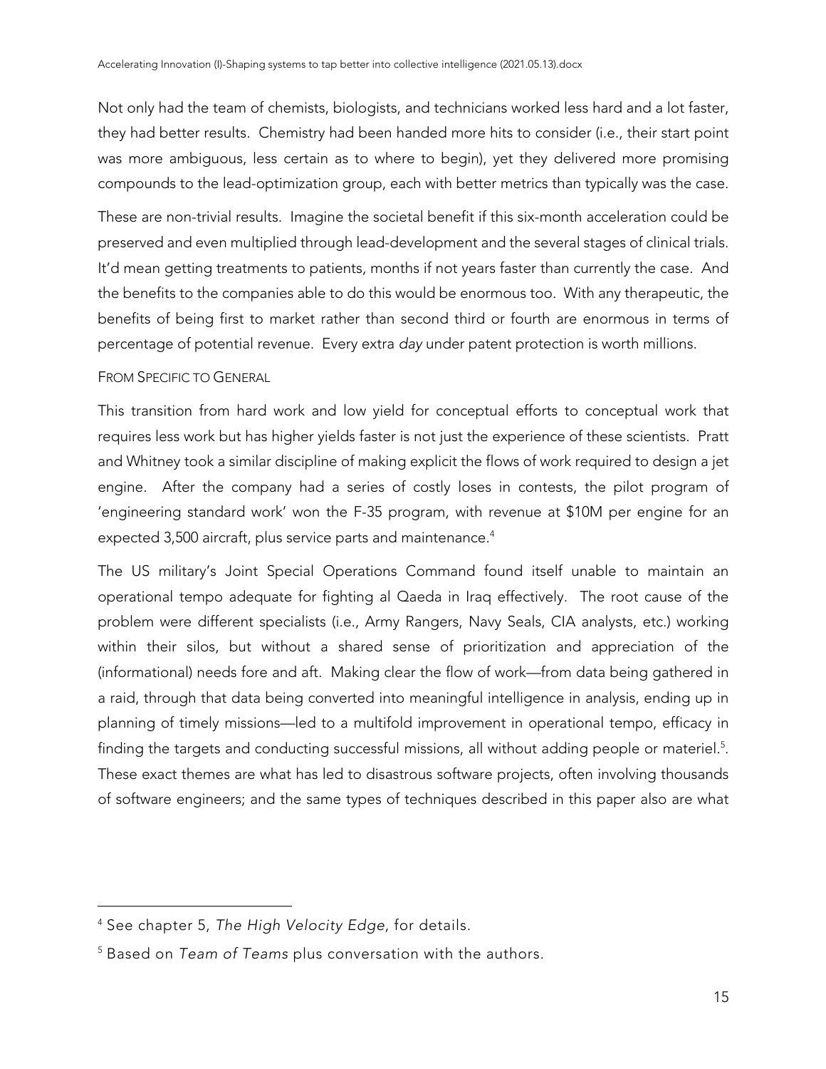Not only had the team of chemists, biologists, and technicians worked less hard and a lot faster, they had better results. Chemistry had been handed more hits to consider (i.e., their start point was more ambiguous, less certain as to where to begin), yet they delivered more promising compounds to the lead-optimization group, each with better metrics than typically was the case.

These are non-trivial results. Imagine the societal benefit if this six-month acceleration could be preserved and even multiplied through lead-development and the several stages of clinical trials. It'd mean getting treatments to patients, months if not years faster than currently the case. And the benefits to the companies able to do this would be enormous too. With any therapeutic, the benefits of being first to market rather than second third or fourth are enormous in terms of percentage of potential revenue. Every extra *day* under patent protection is worth millions.

### From Specific to General

This transition from hard work and low yield for conceptual efforts to conceptual work that requires less work but has higher yields faster is not just the experience of these scientists. Pratt and Whitney took a similar discipline of making explicit the flows of work required to design a jet engine. After the company had a series of costly loses in contests, the pilot program of 'engineering standard work' won the F-35 program, with revenue at $10M per engine for an expected 3,500 aircraft, plus service parts and maintenance.[4]

The US military's Joint Special Operations Command found itself unable to maintain an operational tempo adequate for fighting al Qaeda in Iraq effectively. The root cause of the problem were different specialists (i.e., Army Rangers, Navy Seals, CIA analysts, etc.) working within their silos, but without a shared sense of prioritization and appreciation of the (informational) needs fore and aft. Making clear the flow of work—from data being gathered in a raid, through that data being converted into meaningful intelligence in analysis, ending up in planning of timely missions—led to a multifold improvement in operational tempo, efficacy in finding the targets and conducting successful missions, all without adding people or materiel.[5]. These exact themes are what has led to disastrous software projects, often involving thousands of software engineers; and the same types of techniques described in this paper also are what

---

[4] See chapter 5, *The High Velocity Edge*, for details.

[5] Based on *Team of Teams* plus conversation with the authors.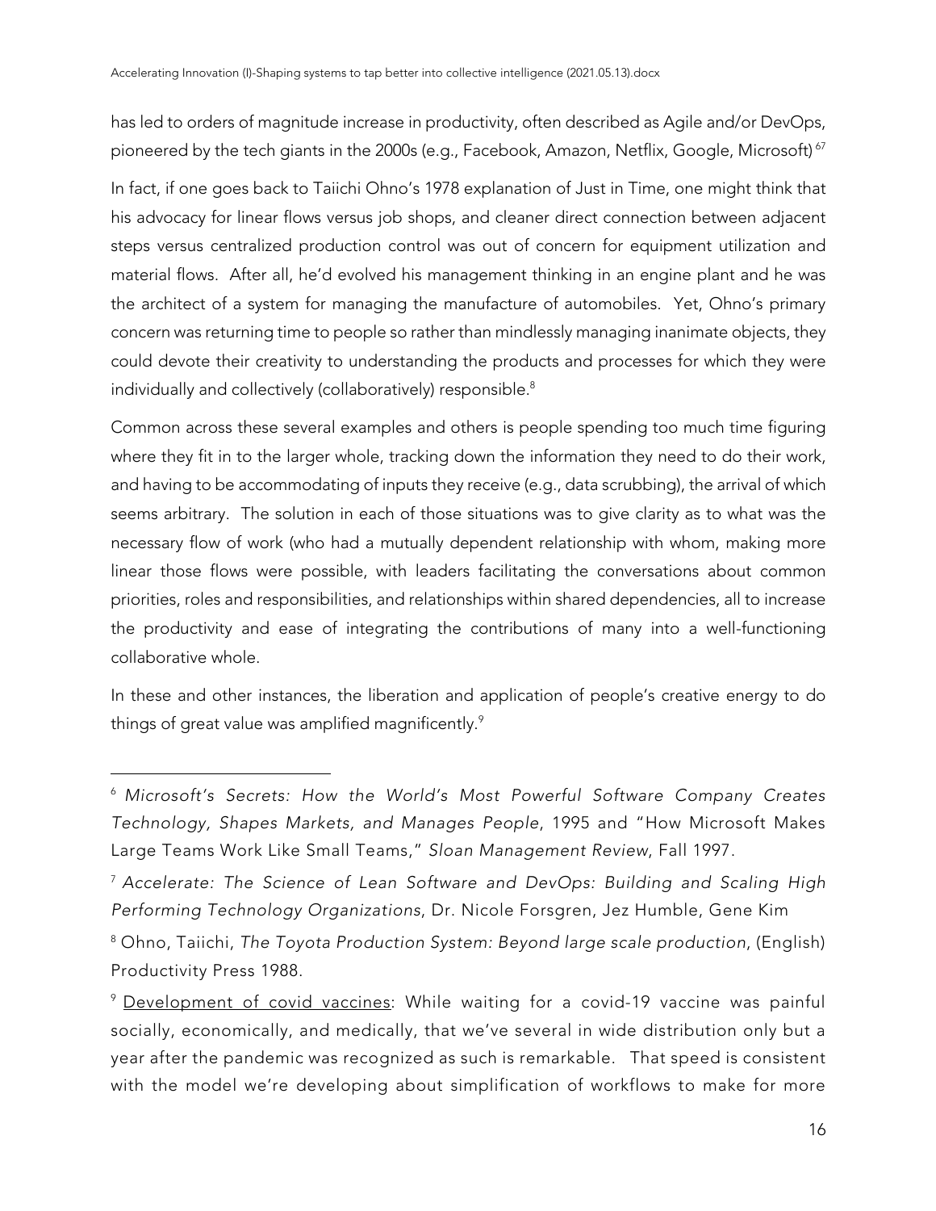has led to orders of magnitude increase in productivity, often described as Agile and/or DevOps, pioneered by the tech giants in the 2000s (e.g., Facebook, Amazon, Netflix, Google, Microsoft) [6][7]

In fact, if one goes back to Taiichi Ohno's 1978 explanation of Just in Time, one might think that his advocacy for linear flows versus job shops, and cleaner direct connection between adjacent steps versus centralized production control was out of concern for equipment utilization and material flows. After all, he'd evolved his management thinking in an engine plant and he was the architect of a system for managing the manufacture of automobiles. Yet, Ohno's primary concern was returning time to people so rather than mindlessly managing inanimate objects, they could devote their creativity to understanding the products and processes for which they were individually and collectively (collaboratively) responsible.[8]

Common across these several examples and others is people spending too much time figuring where they fit in to the larger whole, tracking down the information they need to do their work, and having to be accommodating of inputs they receive (e.g., data scrubbing), the arrival of which seems arbitrary. The solution in each of those situations was to give clarity as to what was the necessary flow of work (who had a mutually dependent relationship with whom, making more linear those flows were possible, with leaders facilitating the conversations about common priorities, roles and responsibilities, and relationships within shared dependencies, all to increase the productivity and ease of integrating the contributions of many into a well-functioning collaborative whole.

In these and other instances, the liberation and application of people's creative energy to do things of great value was amplified magnificently.[9]

---

[6] *Microsoft's Secrets: How the World's Most Powerful Software Company Creates Technology, Shapes Markets, and Manages People*, 1995 and "How Microsoft Makes Large Teams Work Like Small Teams," *Sloan Management Review*, Fall 1997.

[7] *Accelerate: The Science of Lean Software and DevOps: Building and Scaling High Performing Technology Organizations*, Dr. Nicole Forsgren, Jez Humble, Gene Kim

[8] Ohno, Taiichi, *The Toyota Production System: Beyond large scale production*, (English) Productivity Press 1988.

[9] Development of covid vaccines: While waiting for a covid-19 vaccine was painful socially, economically, and medically, that we've several in wide distribution only but a year after the pandemic was recognized as such is remarkable. That speed is consistent with the model we're developing about simplification of workflows to make for more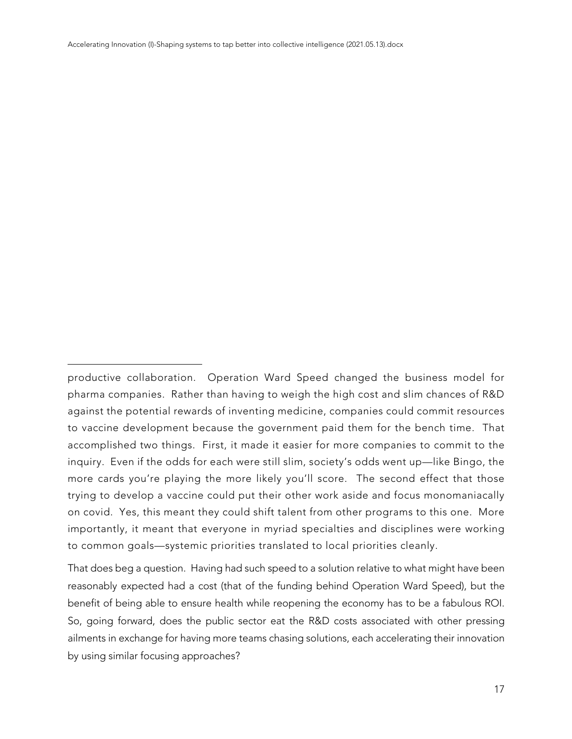productive collaboration. Operation Ward Speed changed the business model for pharma companies. Rather than having to weigh the high cost and slim chances of R&D against the potential rewards of inventing medicine, companies could commit resources to vaccine development because the government paid them for the bench time. That accomplished two things. First, it made it easier for more companies to commit to the inquiry. Even if the odds for each were still slim, society's odds went up—like Bingo, the more cards you're playing the more likely you'll score. The second effect that those trying to develop a vaccine could put their other work aside and focus monomaniacally on covid. Yes, this meant they could shift talent from other programs to this one. More importantly, it meant that everyone in myriad specialties and disciplines were working to common goals—systemic priorities translated to local priorities cleanly.

That does beg a question. Having had such speed to a solution relative to what might have been reasonably expected had a cost (that of the funding behind Operation Ward Speed), but the benefit of being able to ensure health while reopening the economy has to be a fabulous ROI. So, going forward, does the public sector eat the R&D costs associated with other pressing ailments in exchange for having more teams chasing solutions, each accelerating their innovation by using similar focusing approaches?